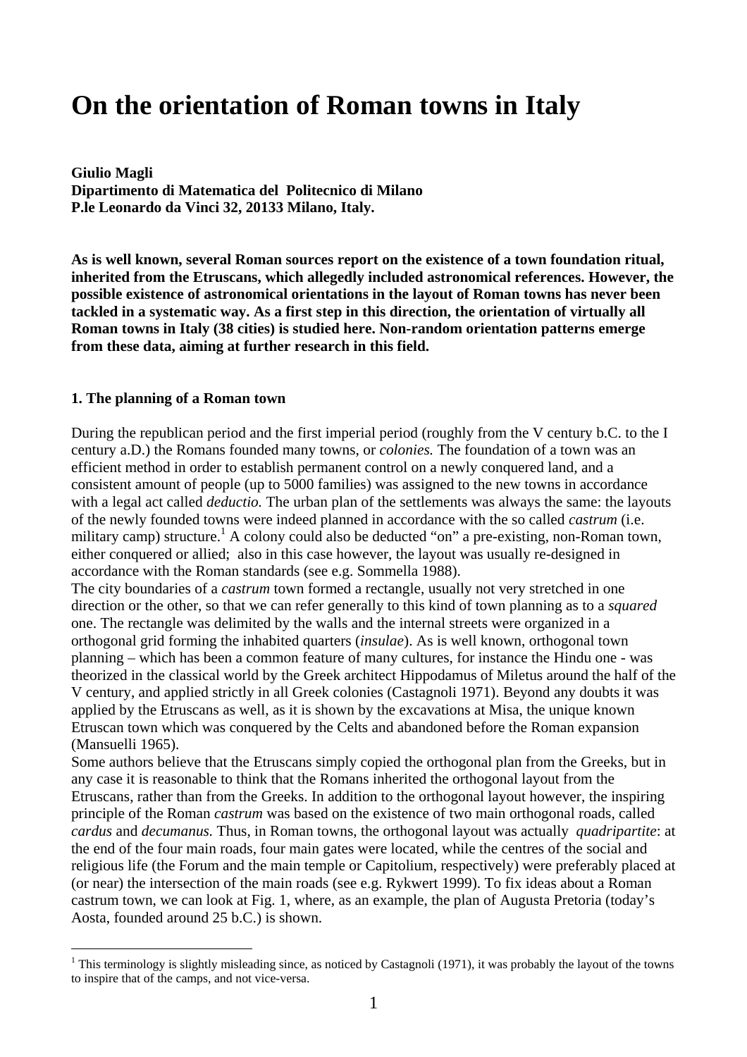# On the orientation of Roman towns in Italy

**Giulio Magli**
**Dipartimento di Matematica del Politecnico di Milano**
**P.le Leonardo da Vinci 32, 20133 Milano, Italy.**

**As is well known, several Roman sources report on the existence of a town foundation ritual, inherited from the Etruscans, which allegedly included astronomical references. However, the possible existence of astronomical orientations in the layout of Roman towns has never been tackled in a systematic way. As a first step in this direction, the orientation of virtually all Roman towns in Italy (38 cities) is studied here. Non-random orientation patterns emerge from these data, aiming at further research in this field.**

### 1. The planning of a Roman town

During the republican period and the first imperial period (roughly from the V century b.C. to the I century a.D.) the Romans founded many towns, or *colonies.* The foundation of a town was an efficient method in order to establish permanent control on a newly conquered land, and a consistent amount of people (up to 5000 families) was assigned to the new towns in accordance with a legal act called *deductio.* The urban plan of the settlements was always the same: the layouts of the newly founded towns were indeed planned in accordance with the so called *castrum* (i.e. military camp) structure.[1] A colony could also be deducted "on" a pre-existing, non-Roman town, either conquered or allied; also in this case however, the layout was usually re-designed in accordance with the Roman standards (see e.g. Sommella 1988).

The city boundaries of a *castrum* town formed a rectangle, usually not very stretched in one direction or the other, so that we can refer generally to this kind of town planning as to a *squared* one. The rectangle was delimited by the walls and the internal streets were organized in a orthogonal grid forming the inhabited quarters (*insulae*). As is well known, orthogonal town planning – which has been a common feature of many cultures, for instance the Hindu one - was theorized in the classical world by the Greek architect Hippodamus of Miletus around the half of the V century, and applied strictly in all Greek colonies (Castagnoli 1971). Beyond any doubts it was applied by the Etruscans as well, as it is shown by the excavations at Misa, the unique known Etruscan town which was conquered by the Celts and abandoned before the Roman expansion (Mansuelli 1965).

Some authors believe that the Etruscans simply copied the orthogonal plan from the Greeks, but in any case it is reasonable to think that the Romans inherited the orthogonal layout from the Etruscans, rather than from the Greeks. In addition to the orthogonal layout however, the inspiring principle of the Roman *castrum* was based on the existence of two main orthogonal roads, called *cardus* and *decumanus.* Thus, in Roman towns, the orthogonal layout was actually *quadripartite*: at the end of the four main roads, four main gates were located, while the centres of the social and religious life (the Forum and the main temple or Capitolium, respectively) were preferably placed at (or near) the intersection of the main roads (see e.g. Rykwert 1999). To fix ideas about a Roman castrum town, we can look at Fig. 1, where, as an example, the plan of Augusta Pretoria (today's Aosta, founded around 25 b.C.) is shown.

[1] This terminology is slightly misleading since, as noticed by Castagnoli (1971), it was probably the layout of the towns to inspire that of the camps, and not vice-versa.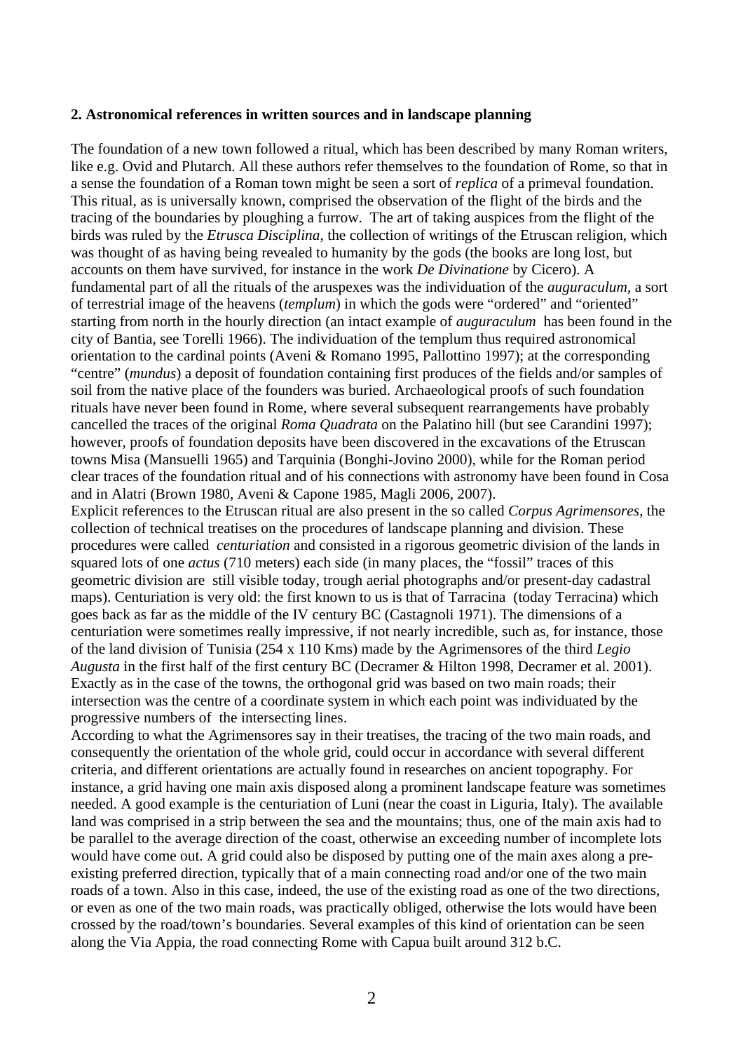**2. Astronomical references in written sources and in landscape planning**

The foundation of a new town followed a ritual, which has been described by many Roman writers, like e.g. Ovid and Plutarch. All these authors refer themselves to the foundation of Rome, so that in a sense the foundation of a Roman town might be seen a sort of *replica* of a primeval foundation. This ritual, as is universally known, comprised the observation of the flight of the birds and the tracing of the boundaries by ploughing a furrow. The art of taking auspices from the flight of the birds was ruled by the *Etrusca Disciplina,* the collection of writings of the Etruscan religion, which was thought of as having being revealed to humanity by the gods (the books are long lost, but accounts on them have survived, for instance in the work *De Divinatione* by Cicero). A fundamental part of all the rituals of the aruspexes was the individuation of the *auguraculum*, a sort of terrestrial image of the heavens (*templum*) in which the gods were "ordered" and "oriented" starting from north in the hourly direction (an intact example of *auguraculum* has been found in the city of Bantia, see Torelli 1966). The individuation of the templum thus required astronomical orientation to the cardinal points (Aveni & Romano 1995, Pallottino 1997); at the corresponding "centre" (*mundus*) a deposit of foundation containing first produces of the fields and/or samples of soil from the native place of the founders was buried. Archaeological proofs of such foundation rituals have never been found in Rome, where several subsequent rearrangements have probably cancelled the traces of the original *Roma Quadrata* on the Palatino hill (but see Carandini 1997); however, proofs of foundation deposits have been discovered in the excavations of the Etruscan towns Misa (Mansuelli 1965) and Tarquinia (Bonghi-Jovino 2000), while for the Roman period clear traces of the foundation ritual and of his connections with astronomy have been found in Cosa and in Alatri (Brown 1980, Aveni & Capone 1985, Magli 2006, 2007).

Explicit references to the Etruscan ritual are also present in the so called *Corpus Agrimensores*, the collection of technical treatises on the procedures of landscape planning and division. These procedures were called *centuriation* and consisted in a rigorous geometric division of the lands in squared lots of one *actus* (710 meters) each side (in many places, the "fossil" traces of this geometric division are still visible today, trough aerial photographs and/or present-day cadastral maps). Centuriation is very old: the first known to us is that of Tarracina (today Terracina) which goes back as far as the middle of the IV century BC (Castagnoli 1971). The dimensions of a centuriation were sometimes really impressive, if not nearly incredible, such as, for instance, those of the land division of Tunisia (254 x 110 Kms) made by the Agrimensores of the third *Legio Augusta* in the first half of the first century BC (Decramer & Hilton 1998, Decramer et al. 2001). Exactly as in the case of the towns, the orthogonal grid was based on two main roads; their intersection was the centre of a coordinate system in which each point was individuated by the progressive numbers of the intersecting lines.

According to what the Agrimensores say in their treatises, the tracing of the two main roads, and consequently the orientation of the whole grid, could occur in accordance with several different criteria, and different orientations are actually found in researches on ancient topography. For instance, a grid having one main axis disposed along a prominent landscape feature was sometimes needed. A good example is the centuriation of Luni (near the coast in Liguria, Italy). The available land was comprised in a strip between the sea and the mountains; thus, one of the main axis had to be parallel to the average direction of the coast, otherwise an exceeding number of incomplete lots would have come out. A grid could also be disposed by putting one of the main axes along a pre-existing preferred direction, typically that of a main connecting road and/or one of the two main roads of a town. Also in this case, indeed, the use of the existing road as one of the two directions, or even as one of the two main roads, was practically obliged, otherwise the lots would have been crossed by the road/town's boundaries. Several examples of this kind of orientation can be seen along the Via Appia, the road connecting Rome with Capua built around 312 b.C.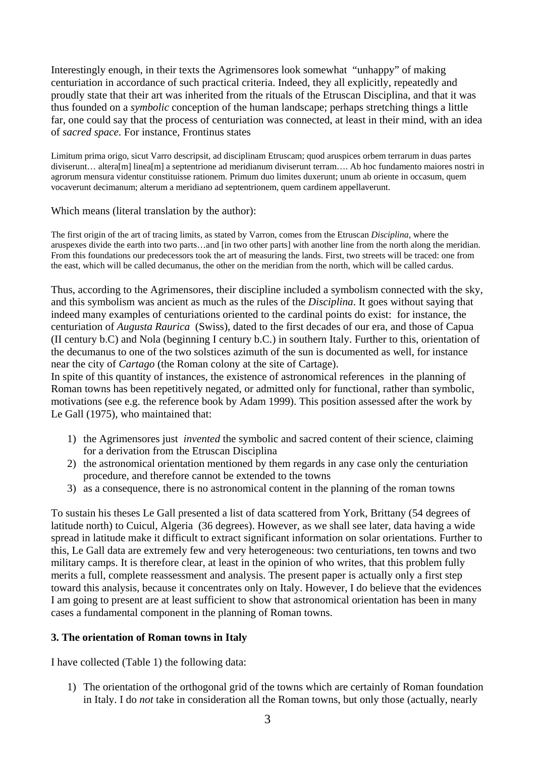Interestingly enough, in their texts the Agrimensores look somewhat "unhappy" of making centuriation in accordance of such practical criteria. Indeed, they all explicitly, repeatedly and proudly state that their art was inherited from the rituals of the Etruscan Disciplina, and that it was thus founded on a *symbolic* conception of the human landscape; perhaps stretching things a little far, one could say that the process of centuriation was connected, at least in their mind, with an idea of *sacred space*. For instance, Frontinus states

Limitum prima origo, sicut Varro descripsit, ad disciplinam Etruscam; quod aruspices orbem terrarum in duas partes diviserunt… altera[m] linea[m] a septentrione ad meridianum diviserunt terram…. Ab hoc fundamento maiores nostri in agrorum mensura videntur constituisse rationem. Primum duo limites duxerunt; unum ab oriente in occasum, quem vocaverunt decimanum; alterum a meridiano ad septentrionem, quem cardinem appellaverunt.

Which means (literal translation by the author):

The first origin of the art of tracing limits, as stated by Varron, comes from the Etruscan *Disciplina*, where the aruspexes divide the earth into two parts…and [in two other parts] with another line from the north along the meridian. From this foundations our predecessors took the art of measuring the lands. First, two streets will be traced: one from the east, which will be called decumanus, the other on the meridian from the north, which will be called cardus.

Thus, according to the Agrimensores, their discipline included a symbolism connected with the sky, and this symbolism was ancient as much as the rules of the *Disciplina*. It goes without saying that indeed many examples of centuriations oriented to the cardinal points do exist: for instance, the centuriation of *Augusta Raurica* (Swiss), dated to the first decades of our era, and those of Capua (II century b.C) and Nola (beginning I century b.C.) in southern Italy. Further to this, orientation of the decumanus to one of the two solstices azimuth of the sun is documented as well, for instance near the city of *Cartago* (the Roman colony at the site of Cartage).
In spite of this quantity of instances, the existence of astronomical references in the planning of Roman towns has been repetitively negated, or admitted only for functional, rather than symbolic, motivations (see e.g. the reference book by Adam 1999). This position assessed after the work by Le Gall (1975), who maintained that:

1) the Agrimensores just *invented* the symbolic and sacred content of their science, claiming for a derivation from the Etruscan Disciplina
2) the astronomical orientation mentioned by them regards in any case only the centuriation procedure, and therefore cannot be extended to the towns
3) as a consequence, there is no astronomical content in the planning of the roman towns

To sustain his theses Le Gall presented a list of data scattered from York, Brittany (54 degrees of latitude north) to Cuicul, Algeria (36 degrees). However, as we shall see later, data having a wide spread in latitude make it difficult to extract significant information on solar orientations. Further to this, Le Gall data are extremely few and very heterogeneous: two centuriations, ten towns and two military camps. It is therefore clear, at least in the opinion of who writes, that this problem fully merits a full, complete reassessment and analysis. The present paper is actually only a first step toward this analysis, because it concentrates only on Italy. However, I do believe that the evidences I am going to present are at least sufficient to show that astronomical orientation has been in many cases a fundamental component in the planning of Roman towns.

## 3. The orientation of Roman towns in Italy

I have collected (Table 1) the following data:

1) The orientation of the orthogonal grid of the towns which are certainly of Roman foundation in Italy. I do *not* take in consideration all the Roman towns, but only those (actually, nearly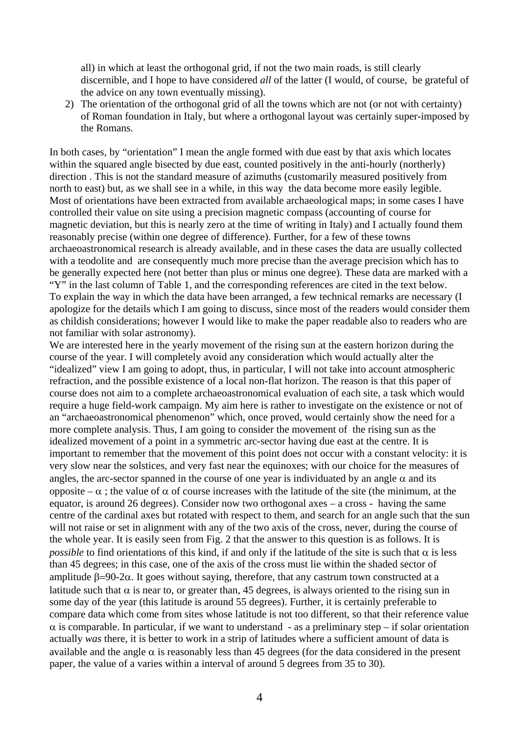all) in which at least the orthogonal grid, if not the two main roads, is still clearly discernible, and I hope to have considered *all* of the latter (I would, of course, be grateful of the advice on any town eventually missing).

2) The orientation of the orthogonal grid of all the towns which are not (or not with certainty) of Roman foundation in Italy, but where a orthogonal layout was certainly super-imposed by the Romans.

In both cases, by "orientation" I mean the angle formed with due east by that axis which locates within the squared angle bisected by due east, counted positively in the anti-hourly (northerly) direction . This is not the standard measure of azimuths (customarily measured positively from north to east) but, as we shall see in a while, in this way the data become more easily legible. Most of orientations have been extracted from available archaeological maps; in some cases I have controlled their value on site using a precision magnetic compass (accounting of course for magnetic deviation, but this is nearly zero at the time of writing in Italy) and I actually found them reasonably precise (within one degree of difference). Further, for a few of these towns archaeoastronomical research is already available, and in these cases the data are usually collected with a teodolite and are consequently much more precise than the average precision which has to be generally expected here (not better than plus or minus one degree). These data are marked with a "Y" in the last column of Table 1, and the corresponding references are cited in the text below.
To explain the way in which the data have been arranged, a few technical remarks are necessary (I apologize for the details which I am going to discuss, since most of the readers would consider them as childish considerations; however I would like to make the paper readable also to readers who are not familiar with solar astronomy).
We are interested here in the yearly movement of the rising sun at the eastern horizon during the course of the year. I will completely avoid any consideration which would actually alter the "idealized" view I am going to adopt, thus, in particular, I will not take into account atmospheric refraction, and the possible existence of a local non-flat horizon. The reason is that this paper of course does not aim to a complete archaeoastronomical evaluation of each site, a task which would require a huge field-work campaign. My aim here is rather to investigate on the existence or not of an "archaeoastronomical phenomenon" which, once proved, would certainly show the need for a more complete analysis. Thus, I am going to consider the movement of the rising sun as the idealized movement of a point in a symmetric arc-sector having due east at the centre. It is important to remember that the movement of this point does not occur with a constant velocity: it is very slow near the solstices, and very fast near the equinoxes; with our choice for the measures of angles, the arc-sector spanned in the course of one year is individuated by an angle $\alpha$ and its opposite $-\alpha$ ; the value of $\alpha$ of course increases with the latitude of the site (the minimum, at the equator, is around 26 degrees). Consider now two orthogonal axes – a cross - having the same centre of the cardinal axes but rotated with respect to them, and search for an angle such that the sun will not raise or set in alignment with any of the two axis of the cross, never, during the course of the whole year. It is easily seen from Fig. 2 that the answer to this question is as follows. It is *possible* to find orientations of this kind, if and only if the latitude of the site is such that $\alpha$ is less than 45 degrees; in this case, one of the axis of the cross must lie within the shaded sector of amplitude $\beta=90-2\alpha$. It goes without saying, therefore, that any castrum town constructed at a latitude such that $\alpha$ is near to, or greater than, 45 degrees, is always oriented to the rising sun in some day of the year (this latitude is around 55 degrees). Further, it is certainly preferable to compare data which come from sites whose latitude is not too different, so that their reference value $\alpha$ is comparable. In particular, if we want to understand - as a preliminary step – if solar orientation actually *was* there, it is better to work in a strip of latitudes where a sufficient amount of data is available and the angle $\alpha$ is reasonably less than 45 degrees (for the data considered in the present paper, the value of a varies within a interval of around 5 degrees from 35 to 30).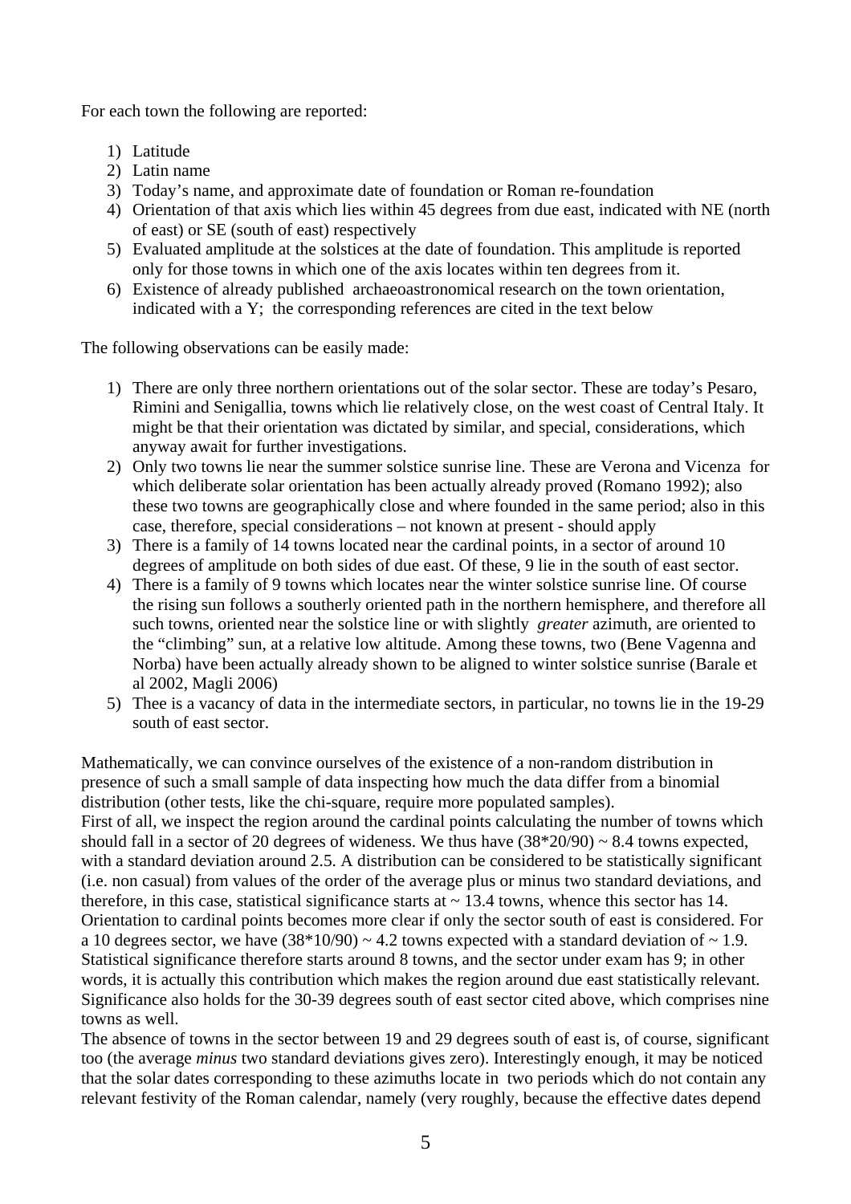For each town the following are reported:

1) Latitude
2) Latin name
3) Today's name, and approximate date of foundation or Roman re-foundation
4) Orientation of that axis which lies within 45 degrees from due east, indicated with NE (north of east) or SE (south of east) respectively
5) Evaluated amplitude at the solstices at the date of foundation. This amplitude is reported only for those towns in which one of the axis locates within ten degrees from it.
6) Existence of already published archaeoastronomical research on the town orientation, indicated with a Y; the corresponding references are cited in the text below

The following observations can be easily made:

1) There are only three northern orientations out of the solar sector. These are today's Pesaro, Rimini and Senigallia, towns which lie relatively close, on the west coast of Central Italy. It might be that their orientation was dictated by similar, and special, considerations, which anyway await for further investigations.
2) Only two towns lie near the summer solstice sunrise line. These are Verona and Vicenza for which deliberate solar orientation has been actually already proved (Romano 1992); also these two towns are geographically close and where founded in the same period; also in this case, therefore, special considerations – not known at present - should apply
3) There is a family of 14 towns located near the cardinal points, in a sector of around 10 degrees of amplitude on both sides of due east. Of these, 9 lie in the south of east sector.
4) There is a family of 9 towns which locates near the winter solstice sunrise line. Of course the rising sun follows a southerly oriented path in the northern hemisphere, and therefore all such towns, oriented near the solstice line or with slightly *greater* azimuth, are oriented to the "climbing" sun, at a relative low altitude. Among these towns, two (Bene Vagenna and Norba) have been actually already shown to be aligned to winter solstice sunrise (Barale et al 2002, Magli 2006)
5) Thee is a vacancy of data in the intermediate sectors, in particular, no towns lie in the 19-29 south of east sector.

Mathematically, we can convince ourselves of the existence of a non-random distribution in presence of such a small sample of data inspecting how much the data differ from a binomial distribution (other tests, like the chi-square, require more populated samples).
First of all, we inspect the region around the cardinal points calculating the number of towns which should fall in a sector of 20 degrees of wideness. We thus have $(38*20/90) \sim 8.4$ towns expected, with a standard deviation around 2.5. A distribution can be considered to be statistically significant (i.e. non casual) from values of the order of the average plus or minus two standard deviations, and therefore, in this case, statistical significance starts at $\sim 13.4$ towns, whence this sector has 14. Orientation to cardinal points becomes more clear if only the sector south of east is considered. For a 10 degrees sector, we have $(38*10/90) \sim 4.2$ towns expected with a standard deviation of $\sim 1.9$. Statistical significance therefore starts around 8 towns, and the sector under exam has 9; in other words, it is actually this contribution which makes the region around due east statistically relevant. Significance also holds for the 30-39 degrees south of east sector cited above, which comprises nine towns as well.
The absence of towns in the sector between 19 and 29 degrees south of east is, of course, significant too (the average *minus* two standard deviations gives zero). Interestingly enough, it may be noticed that the solar dates corresponding to these azimuths locate in two periods which do not contain any relevant festivity of the Roman calendar, namely (very roughly, because the effective dates depend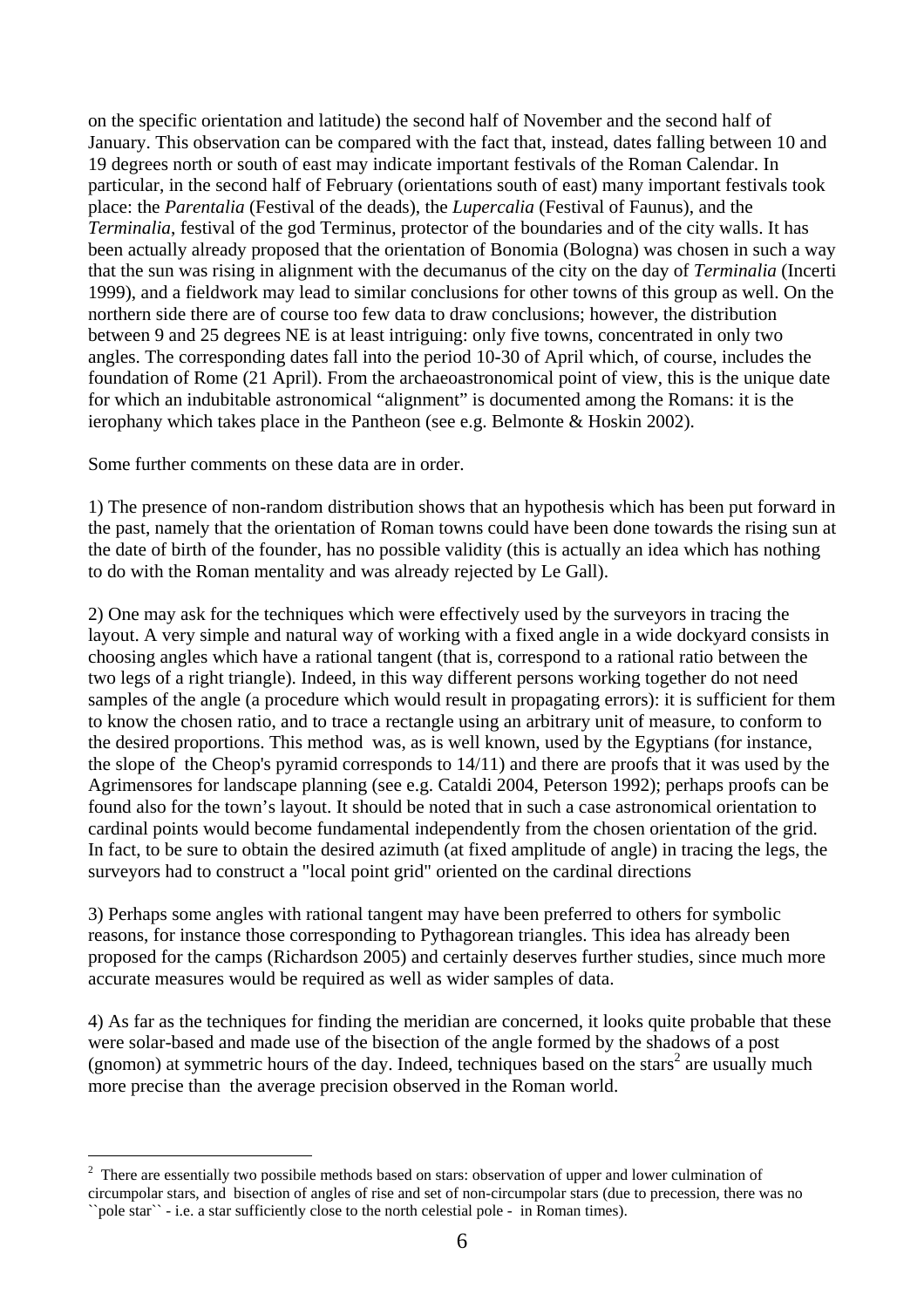on the specific orientation and latitude) the second half of November and the second half of January. This observation can be compared with the fact that, instead, dates falling between 10 and 19 degrees north or south of east may indicate important festivals of the Roman Calendar. In particular, in the second half of February (orientations south of east) many important festivals took place: the *Parentalia* (Festival of the deads), the *Lupercalia* (Festival of Faunus), and the *Terminalia*, festival of the god Terminus, protector of the boundaries and of the city walls. It has been actually already proposed that the orientation of Bonomia (Bologna) was chosen in such a way that the sun was rising in alignment with the decumanus of the city on the day of *Terminalia* (Incerti 1999), and a fieldwork may lead to similar conclusions for other towns of this group as well. On the northern side there are of course too few data to draw conclusions; however, the distribution between 9 and 25 degrees NE is at least intriguing: only five towns, concentrated in only two angles. The corresponding dates fall into the period 10-30 of April which, of course, includes the foundation of Rome (21 April). From the archaeoastronomical point of view, this is the unique date for which an indubitable astronomical "alignment" is documented among the Romans: it is the ierophany which takes place in the Pantheon (see e.g. Belmonte & Hoskin 2002).

Some further comments on these data are in order.

1) The presence of non-random distribution shows that an hypothesis which has been put forward in the past, namely that the orientation of Roman towns could have been done towards the rising sun at the date of birth of the founder, has no possible validity (this is actually an idea which has nothing to do with the Roman mentality and was already rejected by Le Gall).

2) One may ask for the techniques which were effectively used by the surveyors in tracing the layout. A very simple and natural way of working with a fixed angle in a wide dockyard consists in choosing angles which have a rational tangent (that is, correspond to a rational ratio between the two legs of a right triangle). Indeed, in this way different persons working together do not need samples of the angle (a procedure which would result in propagating errors): it is sufficient for them to know the chosen ratio, and to trace a rectangle using an arbitrary unit of measure, to conform to the desired proportions. This method was, as is well known, used by the Egyptians (for instance, the slope of the Cheop's pyramid corresponds to 14/11) and there are proofs that it was used by the Agrimensores for landscape planning (see e.g. Cataldi 2004, Peterson 1992); perhaps proofs can be found also for the town's layout. It should be noted that in such a case astronomical orientation to cardinal points would become fundamental independently from the chosen orientation of the grid. In fact, to be sure to obtain the desired azimuth (at fixed amplitude of angle) in tracing the legs, the surveyors had to construct a "local point grid" oriented on the cardinal directions

3) Perhaps some angles with rational tangent may have been preferred to others for symbolic reasons, for instance those corresponding to Pythagorean triangles. This idea has already been proposed for the camps (Richardson 2005) and certainly deserves further studies, since much more accurate measures would be required as well as wider samples of data.

4) As far as the techniques for finding the meridian are concerned, it looks quite probable that these were solar-based and made use of the bisection of the angle formed by the shadows of a post (gnomon) at symmetric hours of the day. Indeed, techniques based on the stars[2] are usually much more precise than the average precision observed in the Roman world.

[2] There are essentially two possibile methods based on stars: observation of upper and lower culmination of circumpolar stars, and bisection of angles of rise and set of non-circumpolar stars (due to precession, there was no ``pole star`` - i.e. a star sufficiently close to the north celestial pole - in Roman times).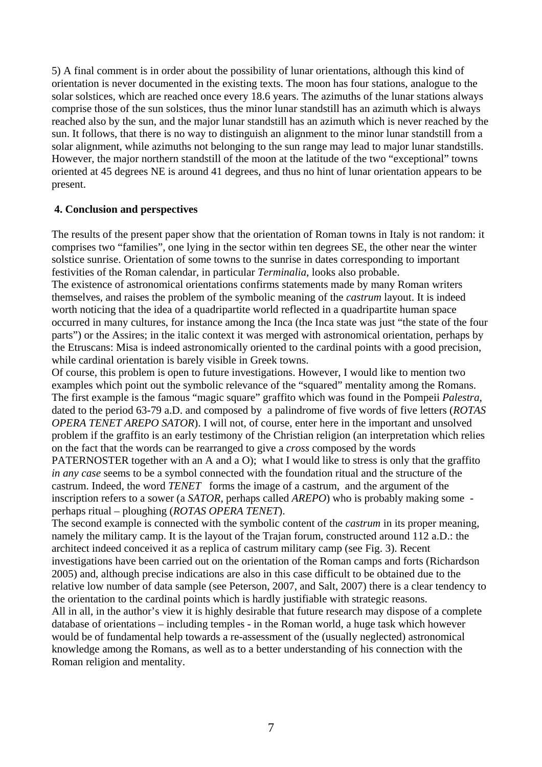5) A final comment is in order about the possibility of lunar orientations, although this kind of orientation is never documented in the existing texts. The moon has four stations, analogue to the solar solstices, which are reached once every 18.6 years. The azimuths of the lunar stations always comprise those of the sun solstices, thus the minor lunar standstill has an azimuth which is always reached also by the sun, and the major lunar standstill has an azimuth which is never reached by the sun. It follows, that there is no way to distinguish an alignment to the minor lunar standstill from a solar alignment, while azimuths not belonging to the sun range may lead to major lunar standstills. However, the major northern standstill of the moon at the latitude of the two "exceptional" towns oriented at 45 degrees NE is around 41 degrees, and thus no hint of lunar orientation appears to be present.

## 4. Conclusion and perspectives

The results of the present paper show that the orientation of Roman towns in Italy is not random: it comprises two "families", one lying in the sector within ten degrees SE, the other near the winter solstice sunrise. Orientation of some towns to the sunrise in dates corresponding to important festivities of the Roman calendar, in particular *Terminalia*, looks also probable.

The existence of astronomical orientations confirms statements made by many Roman writers themselves, and raises the problem of the symbolic meaning of the *castrum* layout. It is indeed worth noticing that the idea of a quadripartite world reflected in a quadripartite human space occurred in many cultures, for instance among the Inca (the Inca state was just "the state of the four parts") or the Assires; in the italic context it was merged with astronomical orientation, perhaps by the Etruscans: Misa is indeed astronomically oriented to the cardinal points with a good precision, while cardinal orientation is barely visible in Greek towns.

Of course, this problem is open to future investigations. However, I would like to mention two examples which point out the symbolic relevance of the "squared" mentality among the Romans. The first example is the famous "magic square" graffito which was found in the Pompeii *Palestra*, dated to the period 63-79 a.D. and composed by a palindrome of five words of five letters (*ROTAS OPERA TENET AREPO SATOR*). I will not, of course, enter here in the important and unsolved problem if the graffito is an early testimony of the Christian religion (an interpretation which relies on the fact that the words can be rearranged to give a *cross* composed by the words PATERNOSTER together with an A and a O); what I would like to stress is only that the graffito *in any case* seems to be a symbol connected with the foundation ritual and the structure of the castrum. Indeed, the word *TENET* forms the image of a castrum, and the argument of the inscription refers to a sower (a *SATOR*, perhaps called *AREPO*) who is probably making some - perhaps ritual – ploughing (*ROTAS OPERA TENET*).

The second example is connected with the symbolic content of the *castrum* in its proper meaning, namely the military camp. It is the layout of the Trajan forum, constructed around 112 a.D.: the architect indeed conceived it as a replica of castrum military camp (see Fig. 3). Recent investigations have been carried out on the orientation of the Roman camps and forts (Richardson 2005) and, although precise indications are also in this case difficult to be obtained due to the relative low number of data sample (see Peterson, 2007, and Salt, 2007) there is a clear tendency to the orientation to the cardinal points which is hardly justifiable with strategic reasons.

All in all, in the author's view it is highly desirable that future research may dispose of a complete database of orientations – including temples - in the Roman world, a huge task which however would be of fundamental help towards a re-assessment of the (usually neglected) astronomical knowledge among the Romans, as well as to a better understanding of his connection with the Roman religion and mentality.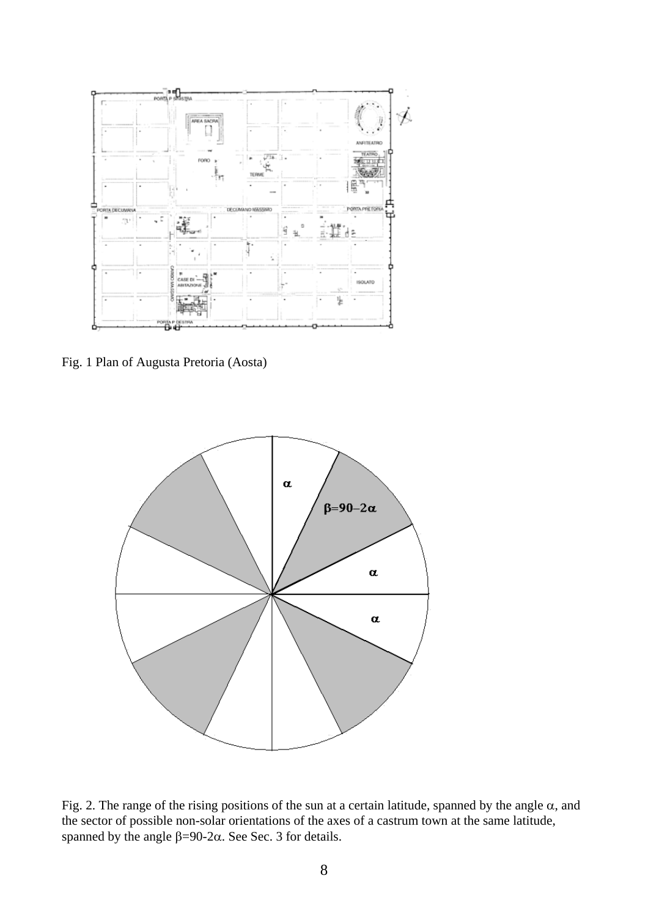Fig. 1 Plan of Augusta Pretoria (Aosta)

Fig. 2. The range of the rising positions of the sun at a certain latitude, spanned by the angle $\alpha$, and the sector of possible non-solar orientations of the axes of a castrum town at the same latitude, spanned by the angle $\beta=90-2\alpha$. See Sec. 3 for details.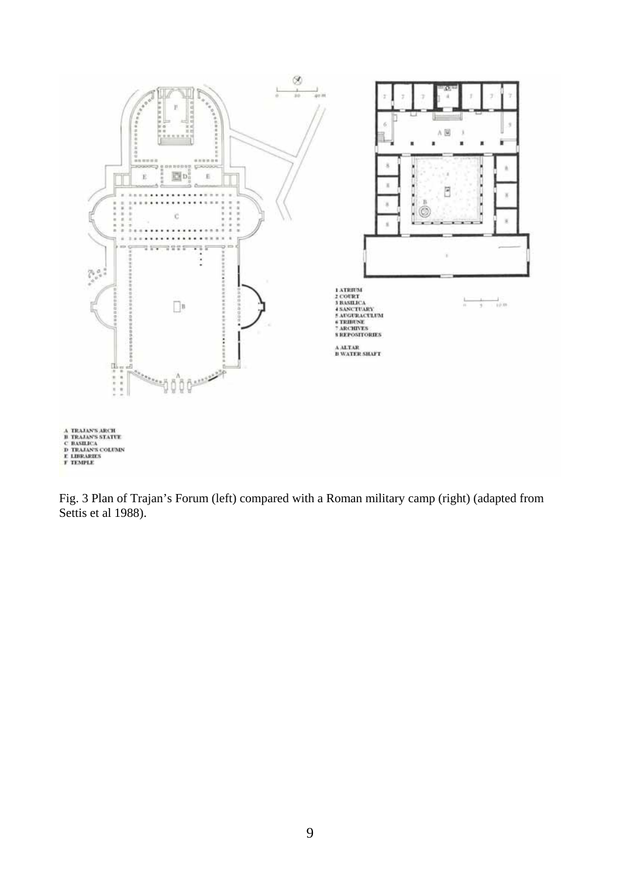A TRAJAN'S ARCH
B TRAJAN'S STATUE
C BASILICA
D TRAJAN'S COLUMN
E LIBRARIES
F TEMPLE

1 ATRIUM
2 COURT
3 BASILICA
4 SANCTUARY
5 AUGURACULUM
6 TRIBUNE
7 ARCHIVES
8 REPOSITORIES

A ALTAR
B WATER SHAFT

Fig. 3 Plan of Trajan's Forum (left) compared with a Roman military camp (right) (adapted from Settis et al 1988).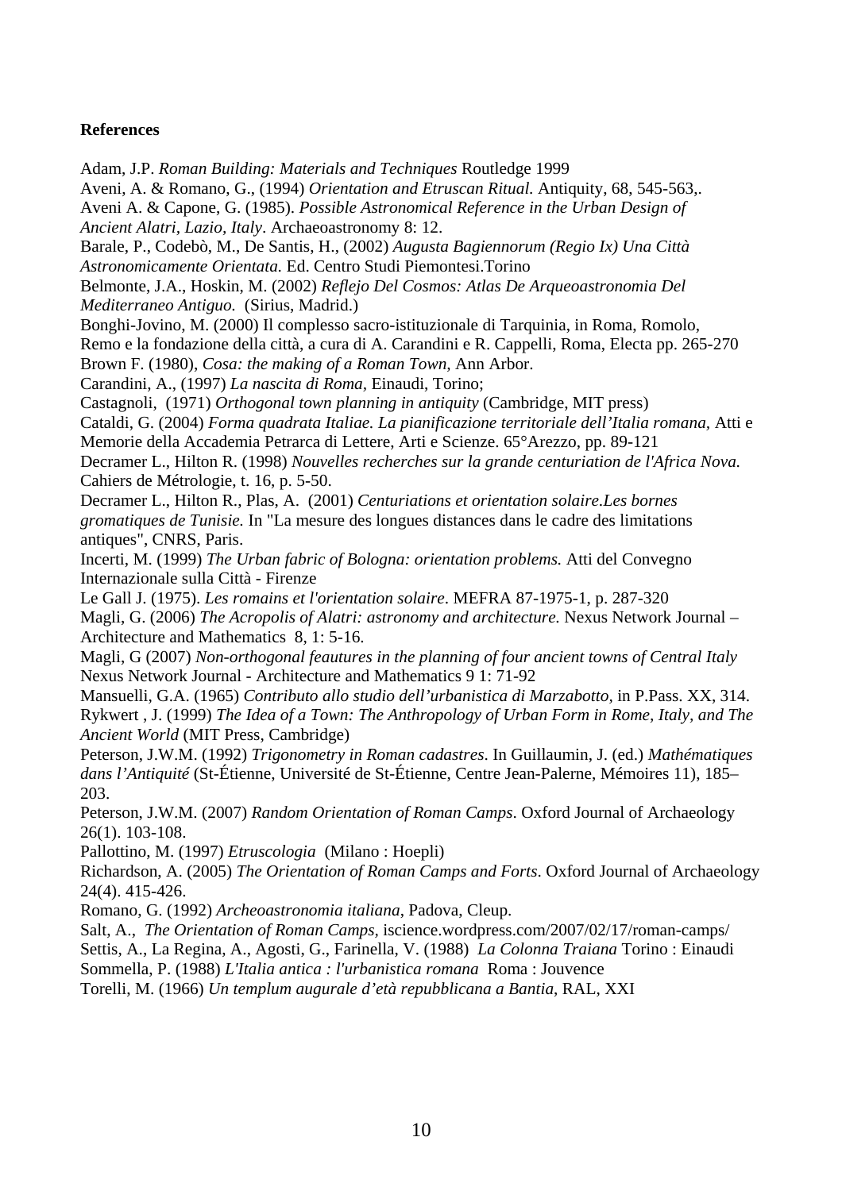**References**

Adam, J.P. *Roman Building: Materials and Techniques* Routledge 1999

Aveni, A. & Romano, G., (1994) *Orientation and Etruscan Ritual.* Antiquity, 68, 545-563,.

Aveni A. & Capone, G. (1985). *Possible Astronomical Reference in the Urban Design of Ancient Alatri, Lazio, Italy*. Archaeoastronomy 8: 12.

Barale, P., Codebò, M., De Santis, H., (2002) *Augusta Bagiennorum (Regio Ix) Una Città Astronomicamente Orientata.* Ed. Centro Studi Piemontesi.Torino

Belmonte, J.A., Hoskin, M. (2002) *Reflejo Del Cosmos: Atlas De Arqueoastronomia Del Mediterraneo Antiguo.* (Sirius, Madrid.)

Bonghi-Jovino, M. (2000) Il complesso sacro-istituzionale di Tarquinia, in Roma, Romolo, Remo e la fondazione della città, a cura di A. Carandini e R. Cappelli, Roma, Electa pp. 265-270

Brown F. (1980), *Cosa: the making of a Roman Town,* Ann Arbor.

Carandini, A., (1997) *La nascita di Roma,* Einaudi, Torino;

Castagnoli, (1971) *Orthogonal town planning in antiquity* (Cambridge, MIT press)

Cataldi, G. (2004) *Forma quadrata Italiae. La pianificazione territoriale dell'Italia romana,* Atti e Memorie della Accademia Petrarca di Lettere, Arti e Scienze. 65°Arezzo, pp. 89-121

Decramer L., Hilton R. (1998) *Nouvelles recherches sur la grande centuriation de l'Africa Nova.* Cahiers de Métrologie, t. 16, p. 5-50.

Decramer L., Hilton R., Plas, A. (2001) *Centuriations et orientation solaire.Les bornes gromatiques de Tunisie.* In "La mesure des longues distances dans le cadre des limitations antiques", CNRS, Paris.

Incerti, M. (1999) *The Urban fabric of Bologna: orientation problems.* Atti del Convegno Internazionale sulla Città - Firenze

Le Gall J. (1975). *Les romains et l'orientation solaire*. MEFRA 87-1975-1, p. 287-320

Magli, G. (2006) *The Acropolis of Alatri: astronomy and architecture.* Nexus Network Journal – Architecture and Mathematics 8, 1: 5-16.

Magli, G (2007) *Non-orthogonal feautures in the planning of four ancient towns of Central Italy* Nexus Network Journal - Architecture and Mathematics 9 1: 71-92

Mansuelli, G.A. (1965) *Contributo allo studio dell'urbanistica di Marzabotto,* in P.Pass. XX, 314.

Rykwert , J. (1999) *The Idea of a Town: The Anthropology of Urban Form in Rome, Italy, and The Ancient World* (MIT Press, Cambridge)

Peterson, J.W.M. (1992) *Trigonometry in Roman cadastres*. In Guillaumin, J. (ed.) *Mathématiques dans l'Antiquité* (St-Étienne, Université de St-Étienne, Centre Jean-Palerne, Mémoires 11), 185–203.

Peterson, J.W.M. (2007) *Random Orientation of Roman Camps*. Oxford Journal of Archaeology 26(1). 103-108.

Pallottino, M. (1997) *Etruscologia* (Milano : Hoepli)

Richardson, A. (2005) *The Orientation of Roman Camps and Forts*. Oxford Journal of Archaeology 24(4). 415-426.

Romano, G. (1992) *Archeoastronomia italiana*, Padova, Cleup.

Salt, A., *The Orientation of Roman Camps*, iscience.wordpress.com/2007/02/17/roman-camps/

Settis, A., La Regina, A., Agosti, G., Farinella, V. (1988) *La Colonna Traiana* Torino : Einaudi

Sommella, P. (1988) *L'Italia antica : l'urbanistica romana* Roma : Jouvence

Torelli, M. (1966) *Un templum augurale d'età repubblicana a Bantia*, RAL, XXI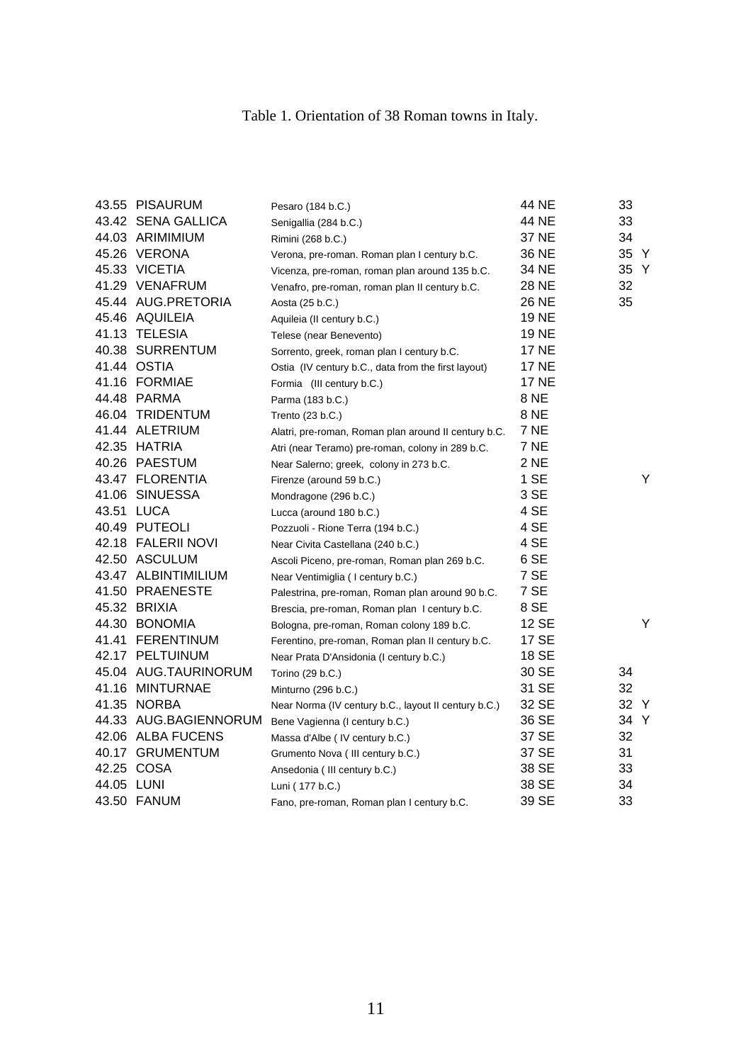Table 1. Orientation of 38 Roman towns in Italy.

| | | | | | |
|---|---|---|---|---|---|
| 43.55 | PISAURUM | Pesaro (184 b.C.) | 44 NE | 33 | |
| 43.42 | SENA GALLICA | Senigallia (284 b.C.) | 44 NE | 33 | |
| 44.03 | ARIMIMIUM | Rimini (268 b.C.) | 37 NE | 34 | |
| 45.26 | VERONA | Verona, pre-roman. Roman plan I century b.C. | 36 NE | 35 | Y |
| 45.33 | VICETIA | Vicenza, pre-roman, roman plan around 135 b.C. | 34 NE | 35 | Y |
| 41.29 | VENAFRUM | Venafro, pre-roman, roman plan II century b.C. | 28 NE | 32 | |
| 45.44 | AUG.PRETORIA | Aosta (25 b.C.) | 26 NE | 35 | |
| 45.46 | AQUILEIA | Aquileia (II century b.C.) | 19 NE | | |
| 41.13 | TELESIA | Telese (near Benevento) | 19 NE | | |
| 40.38 | SURRENTUM | Sorrento, greek, roman plan I century b.C. | 17 NE | | |
| 41.44 | OSTIA | Ostia (IV century b.C., data from the first layout) | 17 NE | | |
| 41.16 | FORMIAE | Formia (III century b.C.) | 17 NE | | |
| 44.48 | PARMA | Parma (183 b.C.) | 8 NE | | |
| 46.04 | TRIDENTUM | Trento (23 b.C.) | 8 NE | | |
| 41.44 | ALETRIUM | Alatri, pre-roman, Roman plan around II century b.C. | 7 NE | | |
| 42.35 | HATRIA | Atri (near Teramo) pre-roman, colony in 289 b.C. | 7 NE | | |
| 40.26 | PAESTUM | Near Salerno; greek, colony in 273 b.C. | 2 NE | | |
| 43.47 | FLORENTIA | Firenze (around 59 b.C.) | 1 SE | | Y |
| 41.06 | SINUESSA | Mondragone (296 b.C.) | 3 SE | | |
| 43.51 | LUCA | Lucca (around 180 b.C.) | 4 SE | | |
| 40.49 | PUTEOLI | Pozzuoli - Rione Terra (194 b.C.) | 4 SE | | |
| 42.18 | FALERII NOVI | Near Civita Castellana (240 b.C.) | 4 SE | | |
| 42.50 | ASCULUM | Ascoli Piceno, pre-roman, Roman plan 269 b.C. | 6 SE | | |
| 43.47 | ALBINTIMILIUM | Near Ventimiglia ( I century b.C.) | 7 SE | | |
| 41.50 | PRAENESTE | Palestrina, pre-roman, Roman plan around 90 b.C. | 7 SE | | |
| 45.32 | BRIXIA | Brescia, pre-roman, Roman plan I century b.C. | 8 SE | | |
| 44.30 | BONOMIA | Bologna, pre-roman, Roman colony 189 b.C. | 12 SE | | Y |
| 41.41 | FERENTINUM | Ferentino, pre-roman, Roman plan II century b.C. | 17 SE | | |
| 42.17 | PELTUINUM | Near Prata D'Ansidonia (I century b.C.) | 18 SE | | |
| 45.04 | AUG.TAURINORUM | Torino (29 b.C.) | 30 SE | 34 | |
| 41.16 | MINTURNAE | Minturno (296 b.C.) | 31 SE | 32 | |
| 41.35 | NORBA | Near Norma (IV century b.C., layout II century b.C.) | 32 SE | 32 | Y |
| 44.33 | AUG.BAGIENNORUM | Bene Vagienna (I century b.C.) | 36 SE | 34 | Y |
| 42.06 | ALBA FUCENS | Massa d'Albe ( IV century b.C.) | 37 SE | 32 | |
| 40.17 | GRUMENTUM | Grumento Nova ( III century b.C.) | 37 SE | 31 | |
| 42.25 | COSA | Ansedonia ( III century b.C.) | 38 SE | 33 | |
| 44.05 | LUNI | Luni ( 177 b.C.) | 38 SE | 34 | |
| 43.50 | FANUM | Fano, pre-roman, Roman plan I century b.C. | 39 SE | 33 | |